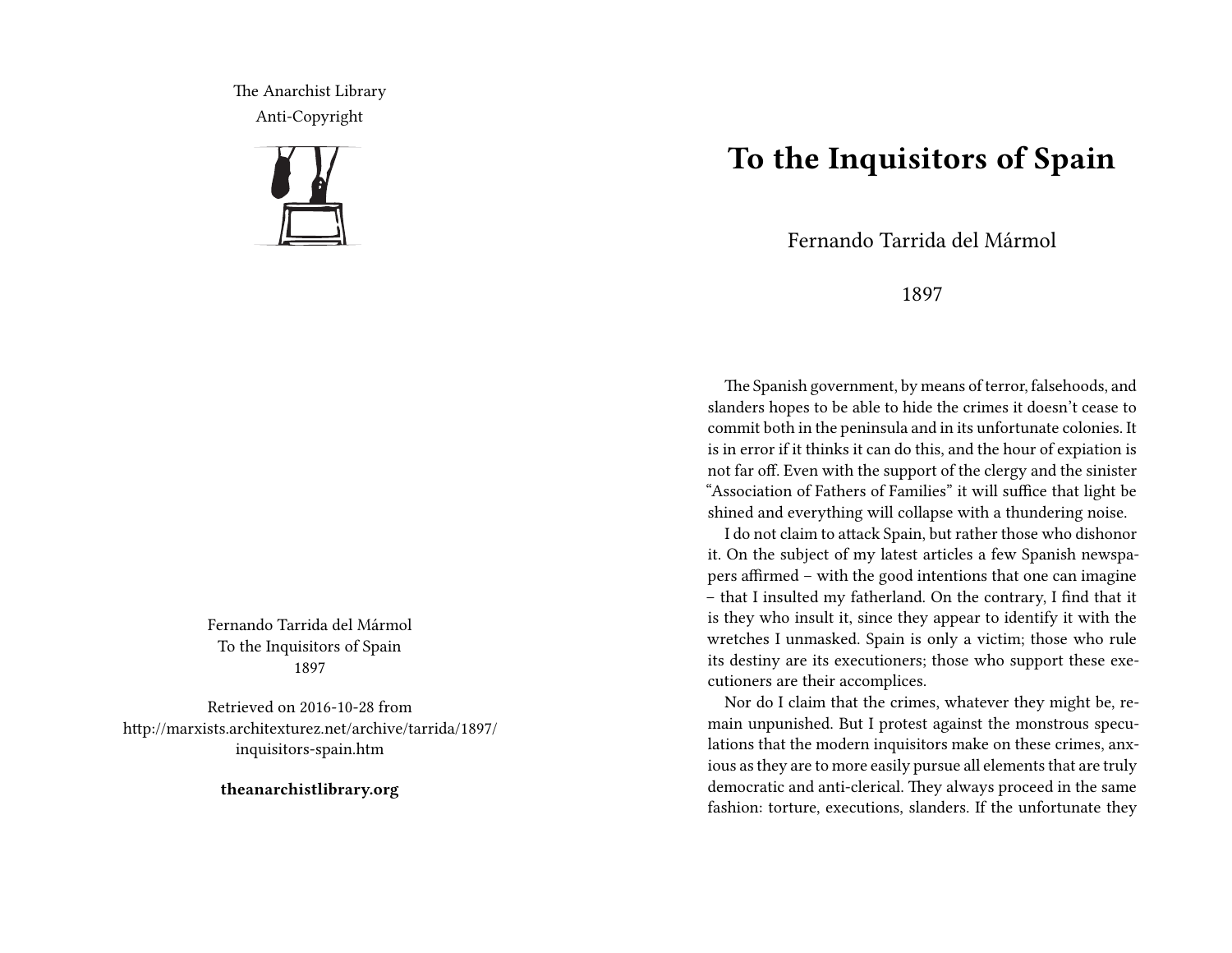The Anarchist Library
Anti-Copyright

Fernando Tarrida del Mármol
To the Inquisitors of Spain
1897

Retrieved on 2016-10-28 from
http://marxists.architexturez.net/archive/tarrida/1897/inquisitors-spain.htm

**theanarchistlibrary.org**

# To the Inquisitors of Spain

Fernando Tarrida del Mármol

1897

The Spanish government, by means of terror, falsehoods, and slanders hopes to be able to hide the crimes it doesn't cease to commit both in the peninsula and in its unfortunate colonies. It is in error if it thinks it can do this, and the hour of expiation is not far off. Even with the support of the clergy and the sinister "Association of Fathers of Families" it will suffice that light be shined and everything will collapse with a thundering noise.

I do not claim to attack Spain, but rather those who dishonor it. On the subject of my latest articles a few Spanish newspapers affirmed – with the good intentions that one can imagine – that I insulted my fatherland. On the contrary, I find that it is they who insult it, since they appear to identify it with the wretches I unmasked. Spain is only a victim; those who rule its destiny are its executioners; those who support these executioners are their accomplices.

Nor do I claim that the crimes, whatever they might be, remain unpunished. But I protest against the monstrous speculations that the modern inquisitors make on these crimes, anxious as they are to more easily pursue all elements that are truly democratic and anti-clerical. They always proceed in the same fashion: torture, executions, slanders. If the unfortunate they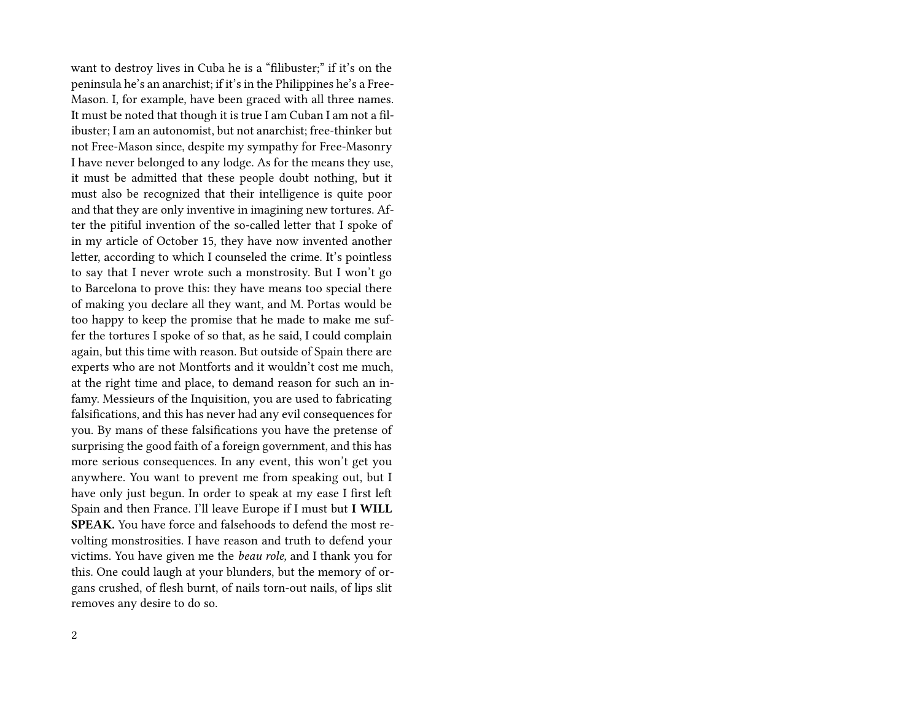want to destroy lives in Cuba he is a "filibuster;" if it's on the peninsula he's an anarchist; if it's in the Philippines he's a Free-Mason. I, for example, have been graced with all three names. It must be noted that though it is true I am Cuban I am not a filibuster; I am an autonomist, but not anarchist; free-thinker but not Free-Mason since, despite my sympathy for Free-Masonry I have never belonged to any lodge. As for the means they use, it must be admitted that these people doubt nothing, but it must also be recognized that their intelligence is quite poor and that they are only inventive in imagining new tortures. After the pitiful invention of the so-called letter that I spoke of in my article of October 15, they have now invented another letter, according to which I counseled the crime. It's pointless to say that I never wrote such a monstrosity. But I won't go to Barcelona to prove this: they have means too special there of making you declare all they want, and M. Portas would be too happy to keep the promise that he made to make me suffer the tortures I spoke of so that, as he said, I could complain again, but this time with reason. But outside of Spain there are experts who are not Montforts and it wouldn't cost me much, at the right time and place, to demand reason for such an infamy. Messieurs of the Inquisition, you are used to fabricating falsifications, and this has never had any evil consequences for you. By mans of these falsifications you have the pretense of surprising the good faith of a foreign government, and this has more serious consequences. In any event, this won't get you anywhere. You want to prevent me from speaking out, but I have only just begun. In order to speak at my ease I first left Spain and then France. I'll leave Europe if I must but **I WILL SPEAK.** You have force and falsehoods to defend the most revolting monstrosities. I have reason and truth to defend your victims. You have given me the *beau role,* and I thank you for this. One could laugh at your blunders, but the memory of organs crushed, of flesh burnt, of nails torn-out nails, of lips slit removes any desire to do so.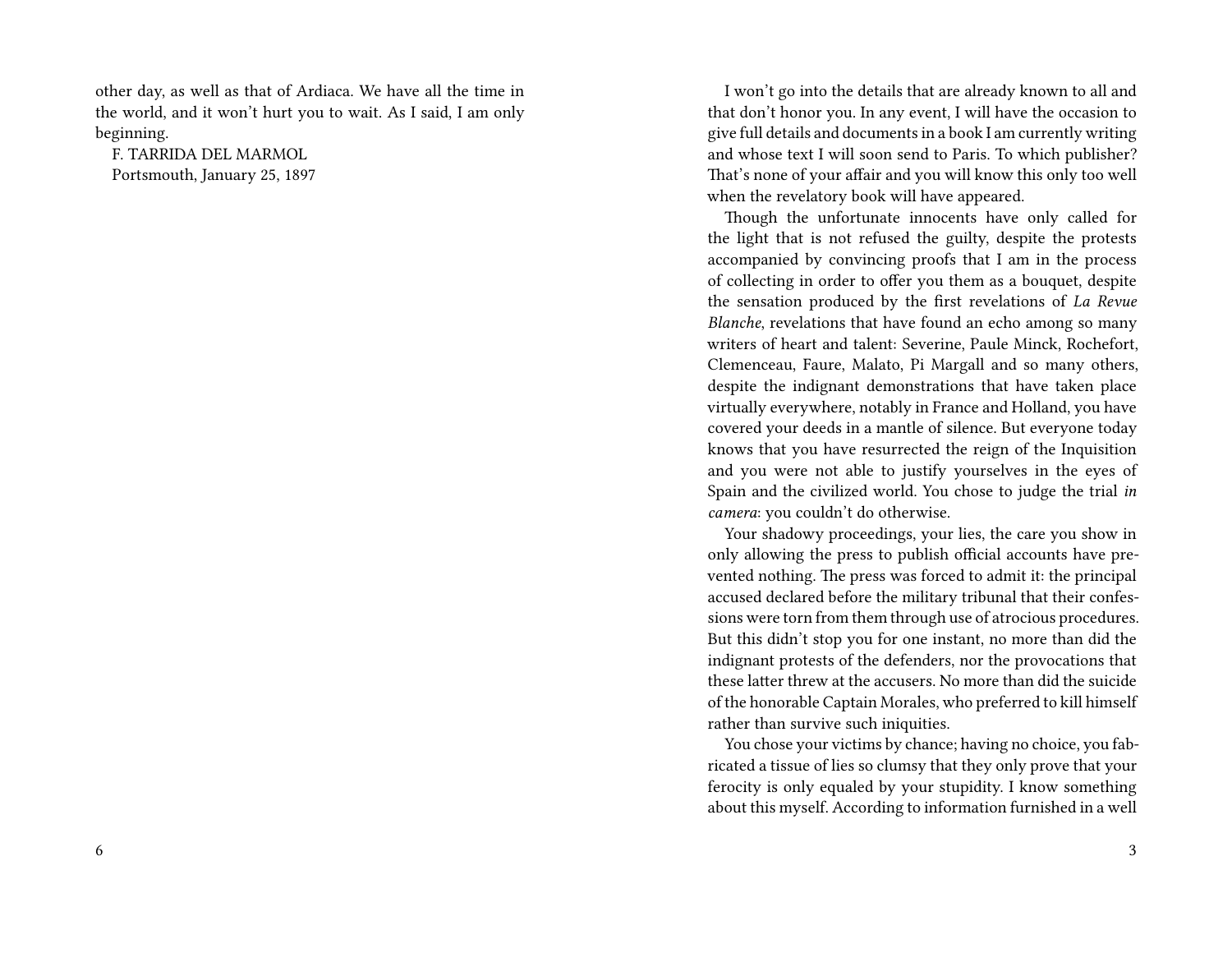other day, as well as that of Ardiaca. We have all the time in the world, and it won't hurt you to wait. As I said, I am only beginning.

F. TARRIDA DEL MARMOL
Portsmouth, January 25, 1897

I won't go into the details that are already known to all and that don't honor you. In any event, I will have the occasion to give full details and documents in a book I am currently writing and whose text I will soon send to Paris. To which publisher? That's none of your affair and you will know this only too well when the revelatory book will have appeared.

Though the unfortunate innocents have only called for the light that is not refused the guilty, despite the protests accompanied by convincing proofs that I am in the process of collecting in order to offer you them as a bouquet, despite the sensation produced by the first revelations of *La Revue Blanche*, revelations that have found an echo among so many writers of heart and talent: Severine, Paule Minck, Rochefort, Clemenceau, Faure, Malato, Pi Margall and so many others, despite the indignant demonstrations that have taken place virtually everywhere, notably in France and Holland, you have covered your deeds in a mantle of silence. But everyone today knows that you have resurrected the reign of the Inquisition and you were not able to justify yourselves in the eyes of Spain and the civilized world. You chose to judge the trial *in camera*: you couldn't do otherwise.

Your shadowy proceedings, your lies, the care you show in only allowing the press to publish official accounts have prevented nothing. The press was forced to admit it: the principal accused declared before the military tribunal that their confessions were torn from them through use of atrocious procedures. But this didn't stop you for one instant, no more than did the indignant protests of the defenders, nor the provocations that these latter threw at the accusers. No more than did the suicide of the honorable Captain Morales, who preferred to kill himself rather than survive such iniquities.

You chose your victims by chance; having no choice, you fabricated a tissue of lies so clumsy that they only prove that your ferocity is only equaled by your stupidity. I know something about this myself. According to information furnished in a well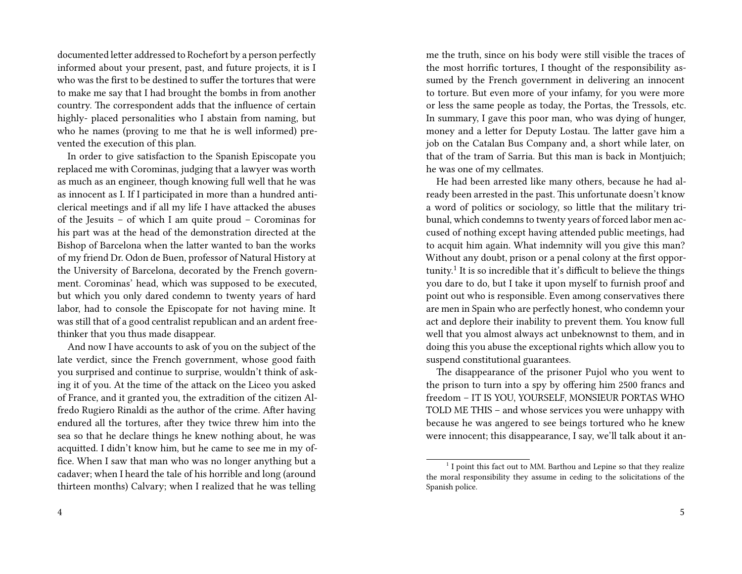documented letter addressed to Rochefort by a person perfectly informed about your present, past, and future projects, it is I who was the first to be destined to suffer the tortures that were to make me say that I had brought the bombs in from another country. The correspondent adds that the influence of certain highly- placed personalities who I abstain from naming, but who he names (proving to me that he is well informed) prevented the execution of this plan.

In order to give satisfaction to the Spanish Episcopate you replaced me with Corominas, judging that a lawyer was worth as much as an engineer, though knowing full well that he was as innocent as I. If I participated in more than a hundred anticlerical meetings and if all my life I have attacked the abuses of the Jesuits – of which I am quite proud – Corominas for his part was at the head of the demonstration directed at the Bishop of Barcelona when the latter wanted to ban the works of my friend Dr. Odon de Buen, professor of Natural History at the University of Barcelona, decorated by the French government. Corominas' head, which was supposed to be executed, but which you only dared condemn to twenty years of hard labor, had to console the Episcopate for not having mine. It was still that of a good centralist republican and an ardent freethinker that you thus made disappear.

And now I have accounts to ask of you on the subject of the late verdict, since the French government, whose good faith you surprised and continue to surprise, wouldn't think of asking it of you. At the time of the attack on the Liceo you asked of France, and it granted you, the extradition of the citizen Alfredo Rugiero Rinaldi as the author of the crime. After having endured all the tortures, after they twice threw him into the sea so that he declare things he knew nothing about, he was acquitted. I didn't know him, but he came to see me in my office. When I saw that man who was no longer anything but a cadaver; when I heard the tale of his horrible and long (around thirteen months) Calvary; when I realized that he was telling me the truth, since on his body were still visible the traces of the most horrific tortures, I thought of the responsibility assumed by the French government in delivering an innocent to torture. But even more of your infamy, for you were more or less the same people as today, the Portas, the Tressols, etc. In summary, I gave this poor man, who was dying of hunger, money and a letter for Deputy Lostau. The latter gave him a job on the Catalan Bus Company and, a short while later, on that of the tram of Sarria. But this man is back in Montjuich; he was one of my cellmates.

He had been arrested like many others, because he had already been arrested in the past. This unfortunate doesn't know a word of politics or sociology, so little that the military tribunal, which condemns to twenty years of forced labor men accused of nothing except having attended public meetings, had to acquit him again. What indemnity will you give this man? Without any doubt, prison or a penal colony at the first opportunity.[1] It is so incredible that it's difficult to believe the things you dare to do, but I take it upon myself to furnish proof and point out who is responsible. Even among conservatives there are men in Spain who are perfectly honest, who condemn your act and deplore their inability to prevent them. You know full well that you almost always act unbeknownst to them, and in doing this you abuse the exceptional rights which allow you to suspend constitutional guarantees.

The disappearance of the prisoner Pujol who you went to the prison to turn into a spy by offering him 2500 francs and freedom – IT IS YOU, YOURSELF, MONSIEUR PORTAS WHO TOLD ME THIS – and whose services you were unhappy with because he was angered to see beings tortured who he knew were innocent; this disappearance, I say, we'll talk about it an-

[1] I point this fact out to MM. Barthou and Lepine so that they realize the moral responsibility they assume in ceding to the solicitations of the Spanish police.